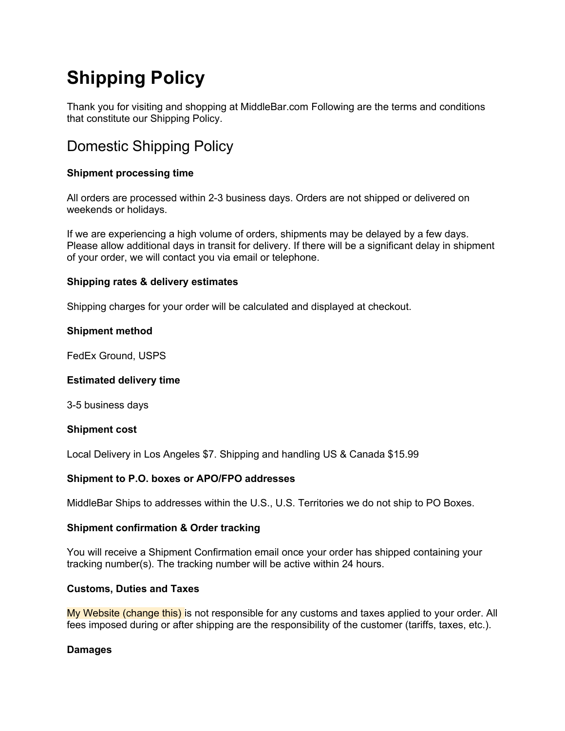# Shipping Policy

Thank you for visiting and shopping at MiddleBar.com Following are the terms and conditions that constitute our Shipping Policy.

## Domestic Shipping Policy

**Shipment processing time**

All orders are processed within 2-3 business days. Orders are not shipped or delivered on weekends or holidays.

If we are experiencing a high volume of orders, shipments may be delayed by a few days. Please allow additional days in transit for delivery. If there will be a significant delay in shipment of your order, we will contact you via email or telephone.

**Shipping rates & delivery estimates**

Shipping charges for your order will be calculated and displayed at checkout.

**Shipment method**

FedEx Ground, USPS

**Estimated delivery time**

3-5 business days

**Shipment cost**

Local Delivery in Los Angeles $7. Shipping and handling US & Canada $15.99

**Shipment to P.O. boxes or APO/FPO addresses**

MiddleBar Ships to addresses within the U.S., U.S. Territories we do not ship to PO Boxes.

**Shipment confirmation & Order tracking**

You will receive a Shipment Confirmation email once your order has shipped containing your tracking number(s). The tracking number will be active within 24 hours.

**Customs, Duties and Taxes**

My Website (change this) is not responsible for any customs and taxes applied to your order. All fees imposed during or after shipping are the responsibility of the customer (tariffs, taxes, etc.).

**Damages**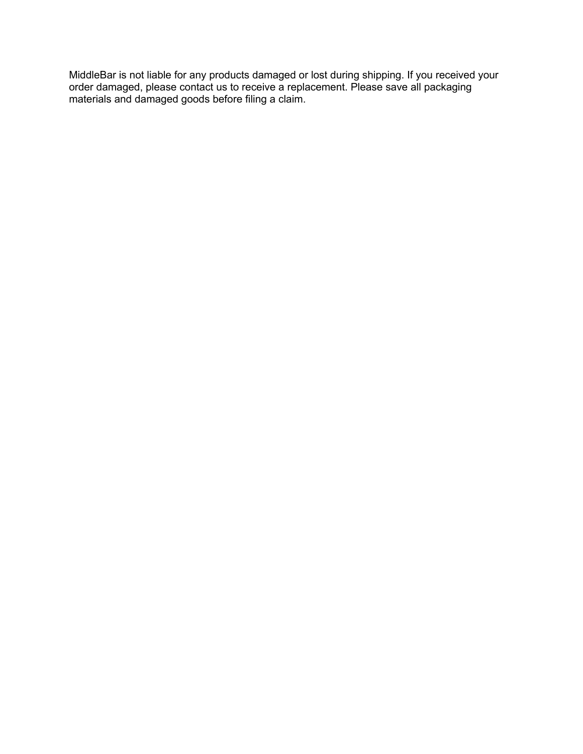MiddleBar is not liable for any products damaged or lost during shipping. If you received your order damaged, please contact us to receive a replacement. Please save all packaging materials and damaged goods before filing a claim.